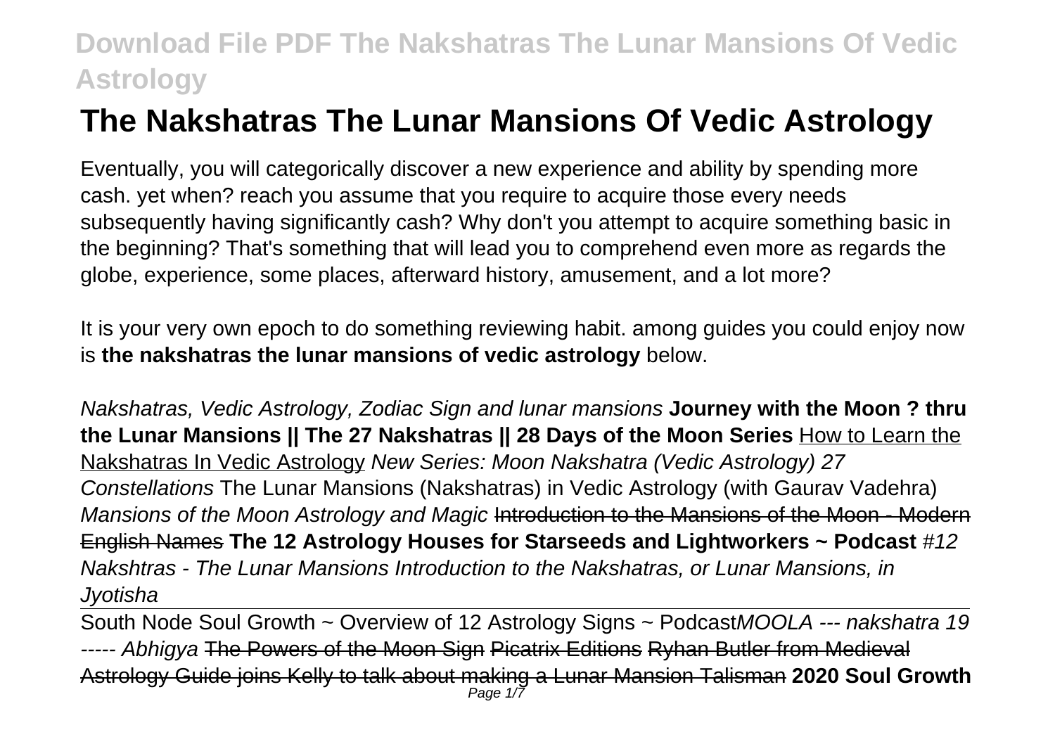# The Nakshatras The Lunar Mansions Of Vedic Astrology

Eventually, you will categorically discover a new experience and ability by spending more cash. yet when? reach you assume that you require to acquire those every needs subsequently having significantly cash? Why don't you attempt to acquire something basic in the beginning? That's something that will lead you to comprehend even more as regards the globe, experience, some places, afterward history, amusement, and a lot more?

It is your very own epoch to do something reviewing habit. among guides you could enjoy now is **the nakshatras the lunar mansions of vedic astrology** below.

*Nakshatras, Vedic Astrology, Zodiac Sign and lunar mansions* **Journey with the Moon ? thru the Lunar Mansions || The 27 Nakshatras || 28 Days of the Moon Series** How to Learn the Nakshatras In Vedic Astrology *New Series: Moon Nakshatra (Vedic Astrology) 27 Constellations* The Lunar Mansions (Nakshatras) in Vedic Astrology (with Gaurav Vadehra) *Mansions of the Moon Astrology and Magic* ~~Introduction to the Mansions of the Moon - Modern English Names~~ **The 12 Astrology Houses for Starseeds and Lightworkers ~ Podcast** *#12 Nakshtras - The Lunar Mansions Introduction to the Nakshatras, or Lunar Mansions, in Jyotisha*

South Node Soul Growth ~ Overview of 12 Astrology Signs ~ Podcast*MOOLA --- nakshatra 19 ----- Abhigya* ~~The Powers of the Moon Sign~~ ~~Picatrix Editions~~ ~~Ryhan Butler from Medieval Astrology Guide joins Kelly to talk about making a Lunar Mansion Talisman~~ **2020 Soul Growth**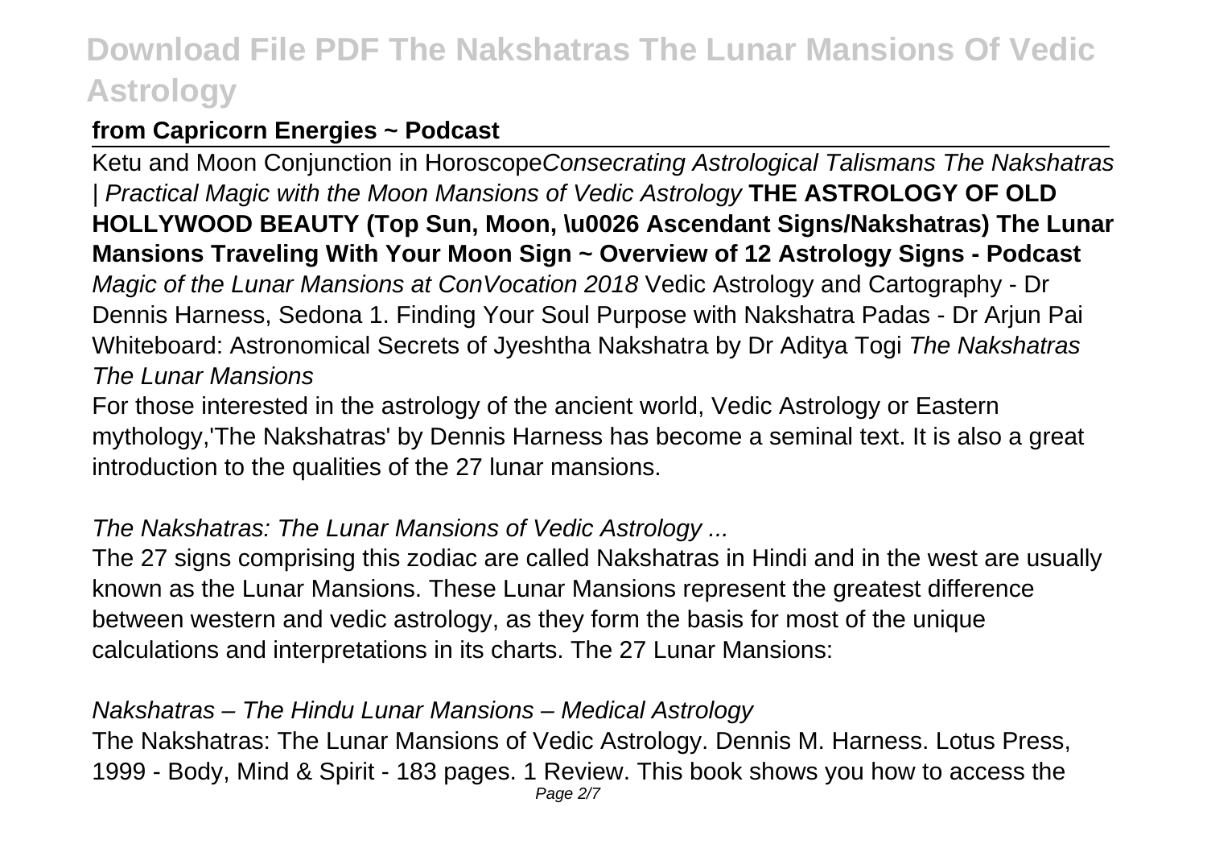**from Capricorn Energies ~ Podcast**

Ketu and Moon Conjunction in Horoscope*Consecrating Astrological Talismans The Nakshatras | Practical Magic with the Moon Mansions of Vedic Astrology* **THE ASTROLOGY OF OLD HOLLYWOOD BEAUTY (Top Sun, Moon, \u0026 Ascendant Signs/Nakshatras) The Lunar Mansions Traveling With Your Moon Sign ~ Overview of 12 Astrology Signs - Podcast** *Magic of the Lunar Mansions at ConVocation 2018* Vedic Astrology and Cartography - Dr Dennis Harness, Sedona 1. Finding Your Soul Purpose with Nakshatra Padas - Dr Arjun Pai Whiteboard: Astronomical Secrets of Jyeshtha Nakshatra by Dr Aditya Togi *The Nakshatras The Lunar Mansions*

For those interested in the astrology of the ancient world, Vedic Astrology or Eastern mythology,'The Nakshatras' by Dennis Harness has become a seminal text. It is also a great introduction to the qualities of the 27 lunar mansions.

*The Nakshatras: The Lunar Mansions of Vedic Astrology ...*

The 27 signs comprising this zodiac are called Nakshatras in Hindi and in the west are usually known as the Lunar Mansions. These Lunar Mansions represent the greatest difference between western and vedic astrology, as they form the basis for most of the unique calculations and interpretations in its charts. The 27 Lunar Mansions:

*Nakshatras – The Hindu Lunar Mansions – Medical Astrology*

The Nakshatras: The Lunar Mansions of Vedic Astrology. Dennis M. Harness. Lotus Press, 1999 - Body, Mind & Spirit - 183 pages. 1 Review. This book shows you how to access the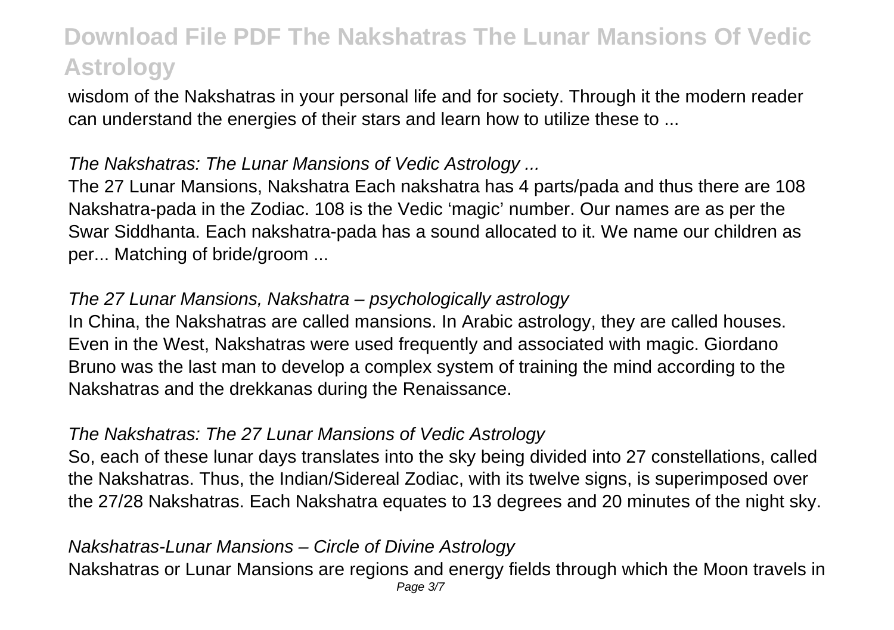wisdom of the Nakshatras in your personal life and for society. Through it the modern reader can understand the energies of their stars and learn how to utilize these to ...

### *The Nakshatras: The Lunar Mansions of Vedic Astrology ...*

The 27 Lunar Mansions, Nakshatra Each nakshatra has 4 parts/pada and thus there are 108 Nakshatra-pada in the Zodiac. 108 is the Vedic 'magic' number. Our names are as per the Swar Siddhanta. Each nakshatra-pada has a sound allocated to it. We name our children as per... Matching of bride/groom ...

### *The 27 Lunar Mansions, Nakshatra – psychologically astrology*

In China, the Nakshatras are called mansions. In Arabic astrology, they are called houses. Even in the West, Nakshatras were used frequently and associated with magic. Giordano Bruno was the last man to develop a complex system of training the mind according to the Nakshatras and the drekkanas during the Renaissance.

### *The Nakshatras: The 27 Lunar Mansions of Vedic Astrology*

So, each of these lunar days translates into the sky being divided into 27 constellations, called the Nakshatras. Thus, the Indian/Sidereal Zodiac, with its twelve signs, is superimposed over the 27/28 Nakshatras. Each Nakshatra equates to 13 degrees and 20 minutes of the night sky.

### *Nakshatras-Lunar Mansions – Circle of Divine Astrology*

Nakshatras or Lunar Mansions are regions and energy fields through which the Moon travels in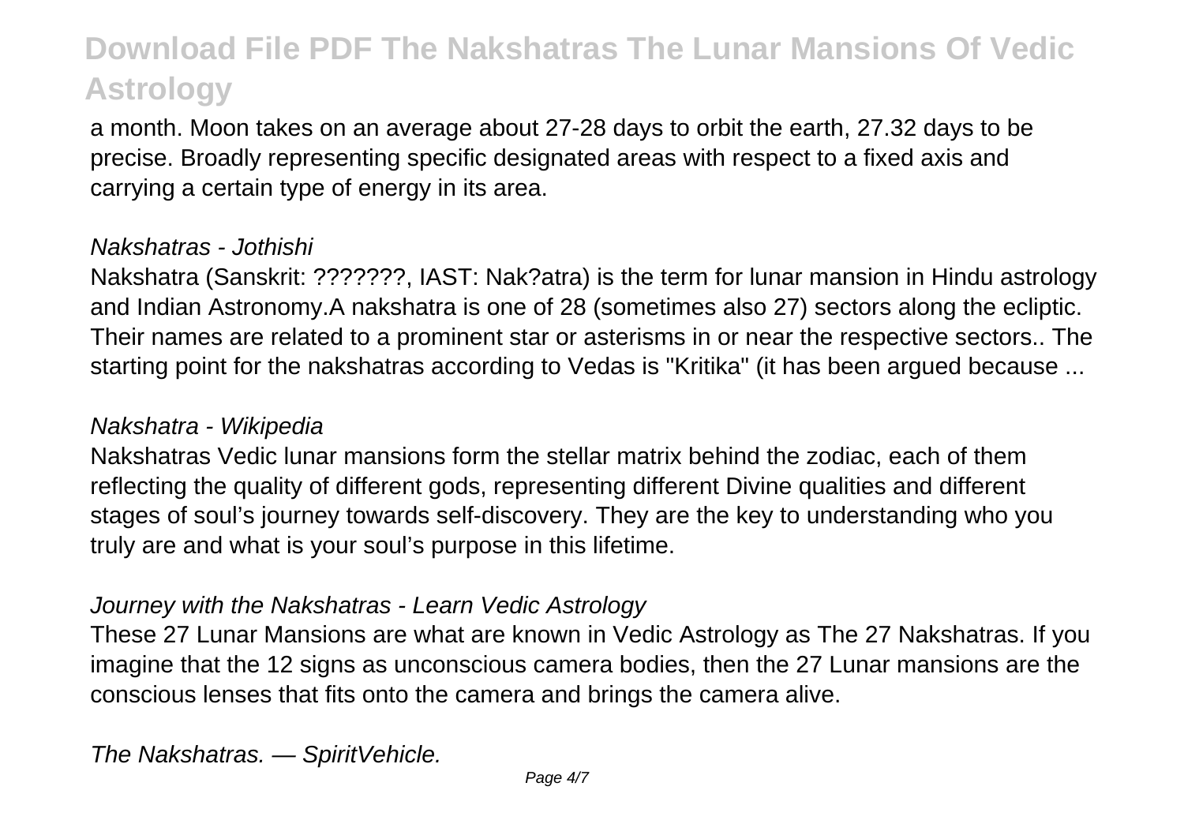a month. Moon takes on an average about 27-28 days to orbit the earth, 27.32 days to be precise. Broadly representing specific designated areas with respect to a fixed axis and carrying a certain type of energy in its area.

*Nakshatras - Jothishi*

Nakshatra (Sanskrit: ???????, IAST: Nak?atra) is the term for lunar mansion in Hindu astrology and Indian Astronomy.A nakshatra is one of 28 (sometimes also 27) sectors along the ecliptic. Their names are related to a prominent star or asterisms in or near the respective sectors.. The starting point for the nakshatras according to Vedas is "Kritika" (it has been argued because ...

*Nakshatra - Wikipedia*

Nakshatras Vedic lunar mansions form the stellar matrix behind the zodiac, each of them reflecting the quality of different gods, representing different Divine qualities and different stages of soul's journey towards self-discovery. They are the key to understanding who you truly are and what is your soul's purpose in this lifetime.

*Journey with the Nakshatras - Learn Vedic Astrology*

These 27 Lunar Mansions are what are known in Vedic Astrology as The 27 Nakshatras. If you imagine that the 12 signs as unconscious camera bodies, then the 27 Lunar mansions are the conscious lenses that fits onto the camera and brings the camera alive.

*The Nakshatras. — SpiritVehicle.*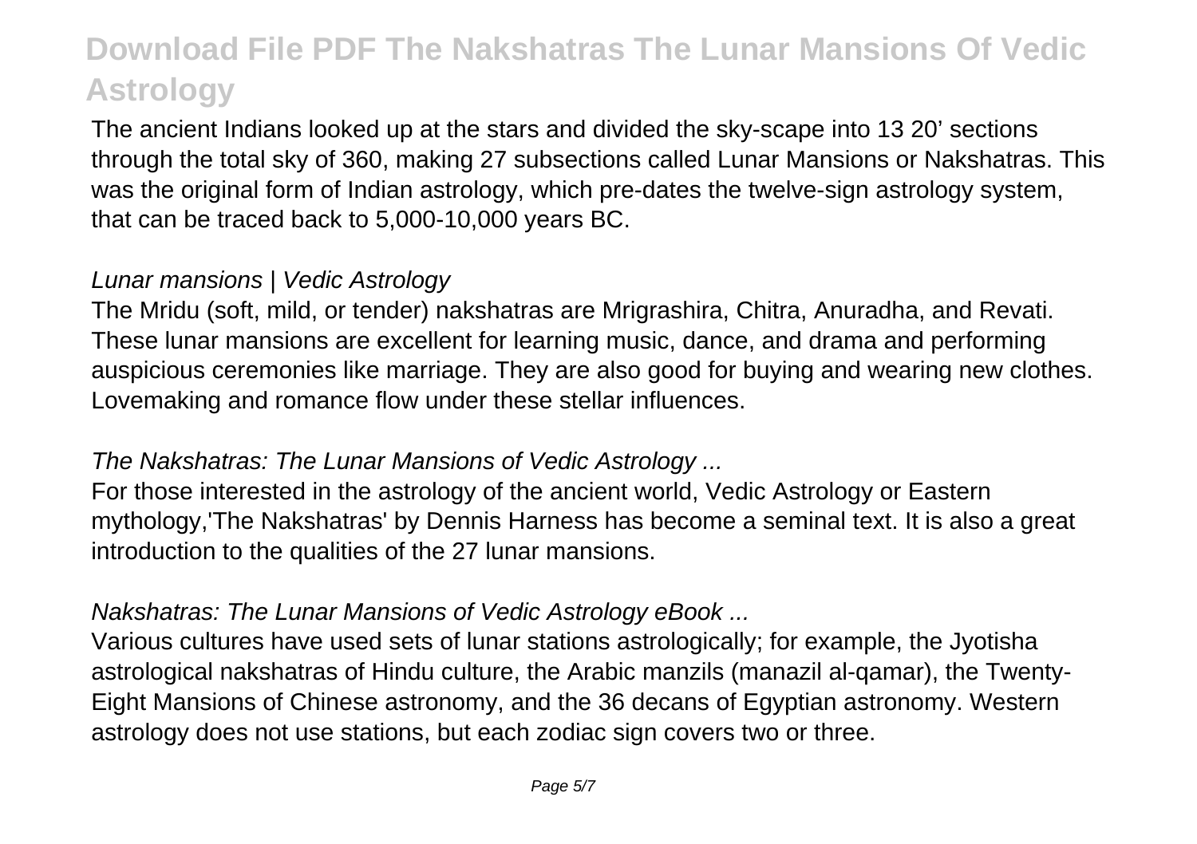The ancient Indians looked up at the stars and divided the sky-scape into 13 20' sections through the total sky of 360, making 27 subsections called Lunar Mansions or Nakshatras. This was the original form of Indian astrology, which pre-dates the twelve-sign astrology system, that can be traced back to 5,000-10,000 years BC.

*Lunar mansions | Vedic Astrology*

The Mridu (soft, mild, or tender) nakshatras are Mrigrashira, Chitra, Anuradha, and Revati. These lunar mansions are excellent for learning music, dance, and drama and performing auspicious ceremonies like marriage. They are also good for buying and wearing new clothes. Lovemaking and romance flow under these stellar influences.

*The Nakshatras: The Lunar Mansions of Vedic Astrology ...*

For those interested in the astrology of the ancient world, Vedic Astrology or Eastern mythology,'The Nakshatras' by Dennis Harness has become a seminal text. It is also a great introduction to the qualities of the 27 lunar mansions.

*Nakshatras: The Lunar Mansions of Vedic Astrology eBook ...*

Various cultures have used sets of lunar stations astrologically; for example, the Jyotisha astrological nakshatras of Hindu culture, the Arabic manzils (manazil al-qamar), the Twenty-Eight Mansions of Chinese astronomy, and the 36 decans of Egyptian astronomy. Western astrology does not use stations, but each zodiac sign covers two or three.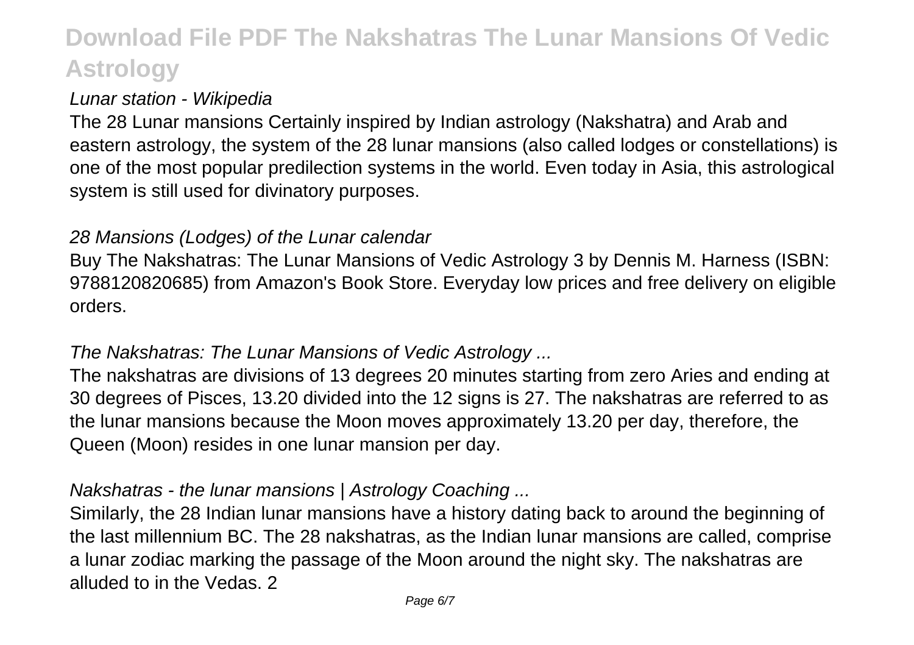## Lunar station - Wikipedia

The 28 Lunar mansions Certainly inspired by Indian astrology (Nakshatra) and Arab and eastern astrology, the system of the 28 lunar mansions (also called lodges or constellations) is one of the most popular predilection systems in the world. Even today in Asia, this astrological system is still used for divinatory purposes.

## 28 Mansions (Lodges) of the Lunar calendar

Buy The Nakshatras: The Lunar Mansions of Vedic Astrology 3 by Dennis M. Harness (ISBN: 9788120820685) from Amazon's Book Store. Everyday low prices and free delivery on eligible orders.

## The Nakshatras: The Lunar Mansions of Vedic Astrology ...

The nakshatras are divisions of 13 degrees 20 minutes starting from zero Aries and ending at 30 degrees of Pisces, 13.20 divided into the 12 signs is 27. The nakshatras are referred to as the lunar mansions because the Moon moves approximately 13.20 per day, therefore, the Queen (Moon) resides in one lunar mansion per day.

## Nakshatras - the lunar mansions | Astrology Coaching ...

Similarly, the 28 Indian lunar mansions have a history dating back to around the beginning of the last millennium BC. The 28 nakshatras, as the Indian lunar mansions are called, comprise a lunar zodiac marking the passage of the Moon around the night sky. The nakshatras are alluded to in the Vedas. 2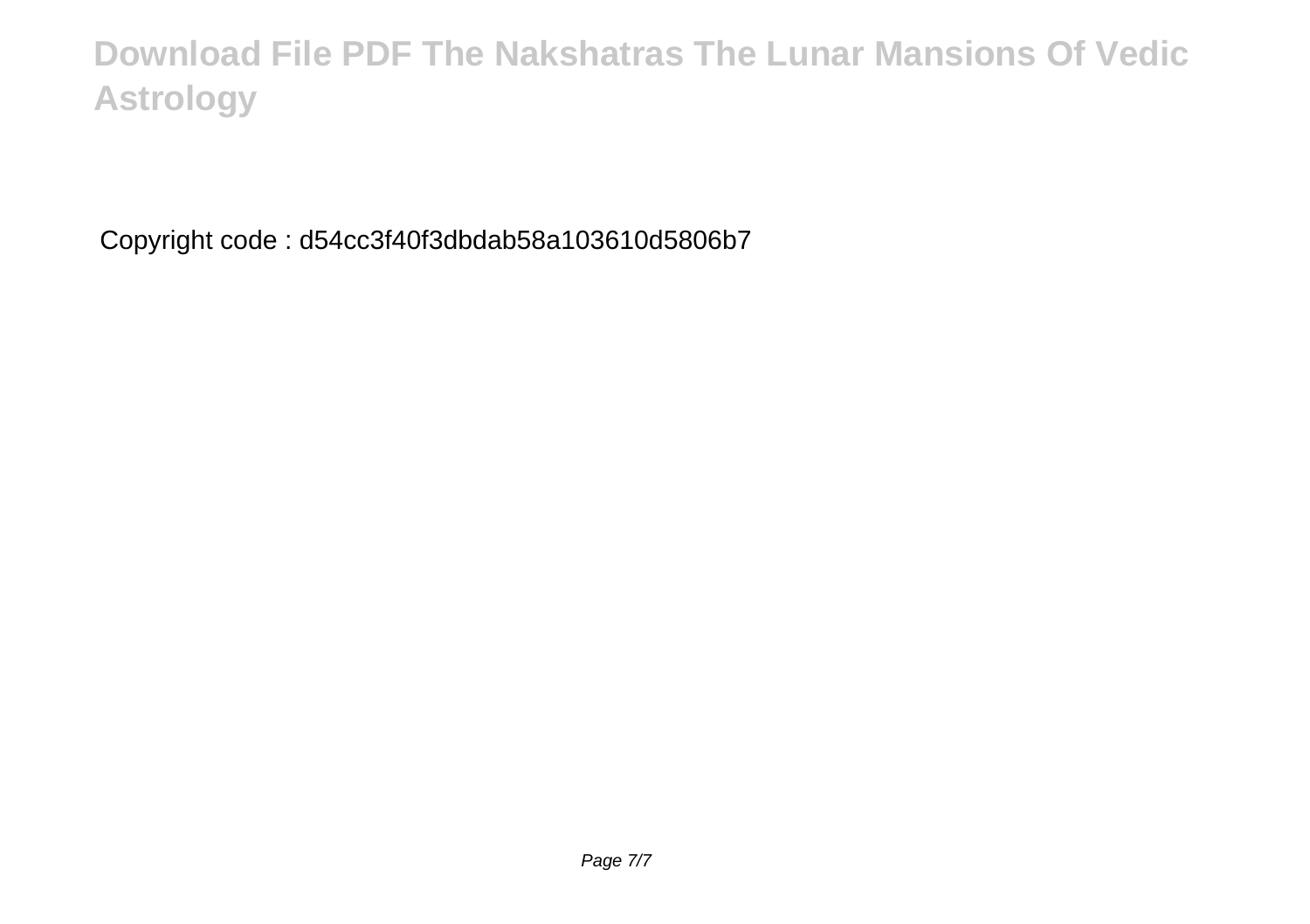Copyright code : d54cc3f40f3dbdab58a103610d5806b7